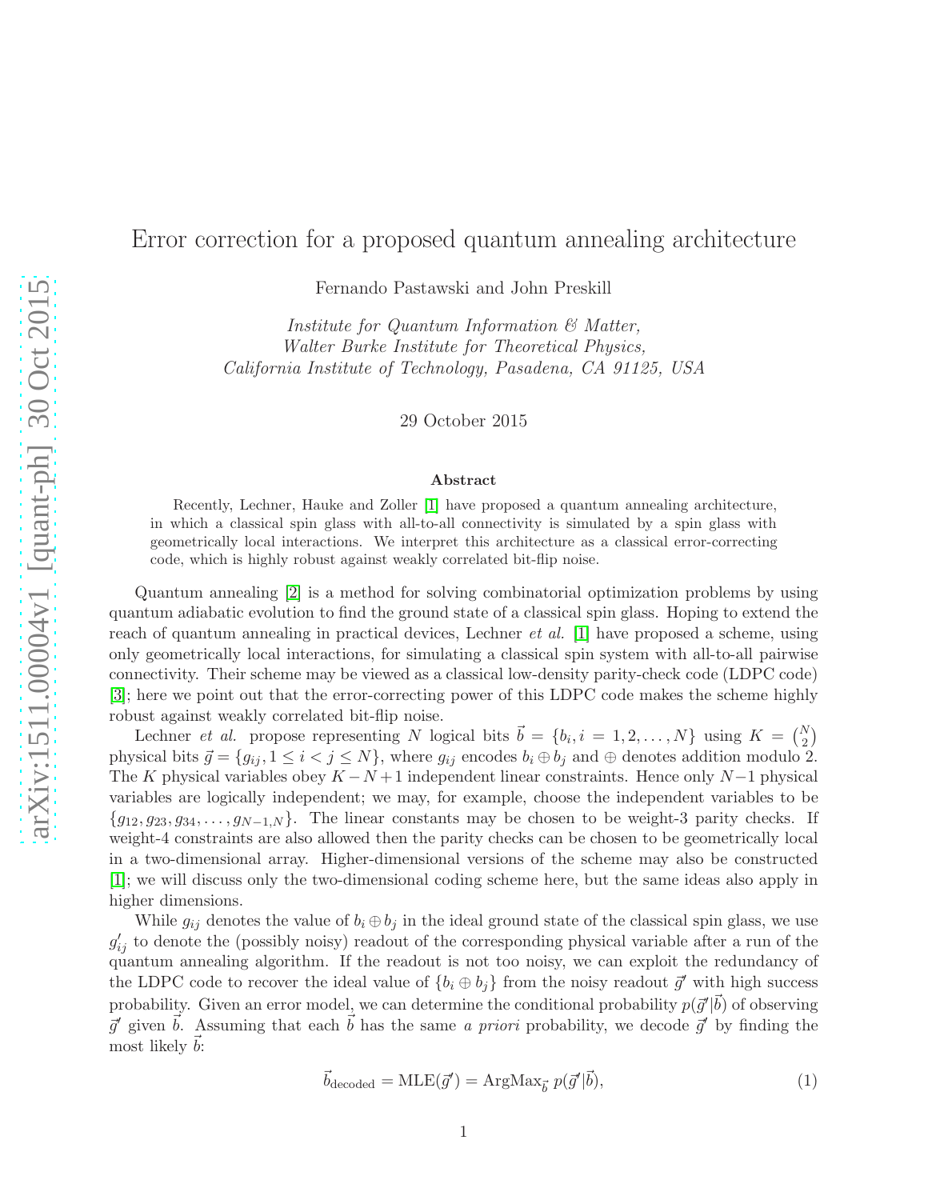# Error correction for a proposed quantum annealing architecture

Fernando Pastawski and John Preskill

*Institute for Quantum Information & Matter,*
*Walter Burke Institute for Theoretical Physics,*
*California Institute of Technology, Pasadena, CA 91125, USA*

29 October 2015

**Abstract**

Recently, Lechner, Hauke and Zoller [1] have proposed a quantum annealing architecture, in which a classical spin glass with all-to-all connectivity is simulated by a spin glass with geometrically local interactions. We interpret this architecture as a classical error-correcting code, which is highly robust against weakly correlated bit-flip noise.

Quantum annealing [2] is a method for solving combinatorial optimization problems by using quantum adiabatic evolution to find the ground state of a classical spin glass. Hoping to extend the reach of quantum annealing in practical devices, Lechner *et al.* [1] have proposed a scheme, using only geometrically local interactions, for simulating a classical spin system with all-to-all pairwise connectivity. Their scheme may be viewed as a classical low-density parity-check code (LDPC code) [3]; here we point out that the error-correcting power of this LDPC code makes the scheme highly robust against weakly correlated bit-flip noise.

Lechner *et al.* propose representing $N$ logical bits $\vec{b} = \{b_i, i = 1, 2, \ldots, N\}$ using $K = \binom{N}{2}$ physical bits $\vec{g} = \{g_{ij}, 1 \leq i < j \leq N\}$, where $g_{ij}$ encodes $b_i \oplus b_j$ and $\oplus$ denotes addition modulo 2. The $K$ physical variables obey $K - N + 1$ independent linear constraints. Hence only $N-1$ physical variables are logically independent; we may, for example, choose the independent variables to be $\{g_{12}, g_{23}, g_{34}, \ldots, g_{N-1,N}\}$. The linear constants may be chosen to be weight-3 parity checks. If weight-4 constraints are also allowed then the parity checks can be chosen to be geometrically local in a two-dimensional array. Higher-dimensional versions of the scheme may also be constructed [1]; we will discuss only the two-dimensional coding scheme here, but the same ideas also apply in higher dimensions.

While $g_{ij}$ denotes the value of $b_i \oplus b_j$ in the ideal ground state of the classical spin glass, we use $g'_{ij}$ to denote the (possibly noisy) readout of the corresponding physical variable after a run of the quantum annealing algorithm. If the readout is not too noisy, we can exploit the redundancy of the LDPC code to recover the ideal value of $\{b_i \oplus b_j\}$ from the noisy readout $\vec{g}'$ with high success probability. Given an error model, we can determine the conditional probability $p(\vec{g}'|\vec{b})$ of observing $\vec{g}'$ given $\vec{b}$. Assuming that each $\vec{b}$ has the same *a priori* probability, we decode $\vec{g}'$ by finding the most likely $\vec{b}$:

$$\vec{b}_{\text{decoded}} = \text{MLE}(\vec{g}') = \text{ArgMax}_{\vec{b}}\; p(\vec{g}'|\vec{b}), \tag{1}$$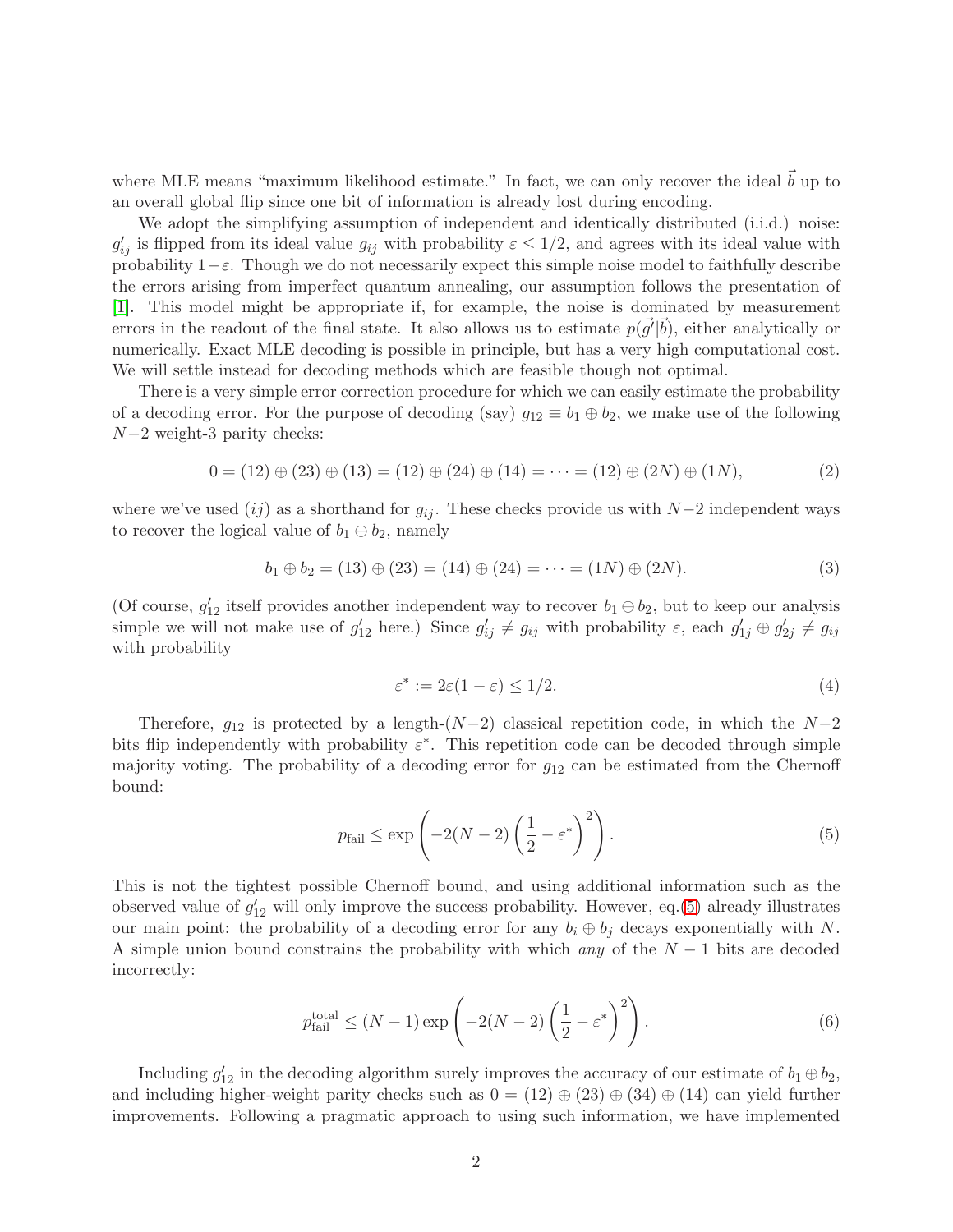where MLE means "maximum likelihood estimate." In fact, we can only recover the ideal $\vec{b}$ up to an overall global flip since one bit of information is already lost during encoding.

We adopt the simplifying assumption of independent and identically distributed (i.i.d.) noise: $g'_{ij}$ is flipped from its ideal value $g_{ij}$ with probability $\varepsilon \leq 1/2$, and agrees with its ideal value with probability $1-\varepsilon$. Though we do not necessarily expect this simple noise model to faithfully describe the errors arising from imperfect quantum annealing, our assumption follows the presentation of [1]. This model might be appropriate if, for example, the noise is dominated by measurement errors in the readout of the final state. It also allows us to estimate $p(\vec{g'}|\vec{b})$, either analytically or numerically. Exact MLE decoding is possible in principle, but has a very high computational cost. We will settle instead for decoding methods which are feasible though not optimal.

There is a very simple error correction procedure for which we can easily estimate the probability of a decoding error. For the purpose of decoding (say) $g_{12} \equiv b_1 \oplus b_2$, we make use of the following $N-2$ weight-3 parity checks:

$$0 = (12) \oplus (23) \oplus (13) = (12) \oplus (24) \oplus (14) = \cdots = (12) \oplus (2N) \oplus (1N), \tag{2}$$

where we've used $(ij)$ as a shorthand for $g_{ij}$. These checks provide us with $N-2$ independent ways to recover the logical value of $b_1 \oplus b_2$, namely

$$b_1 \oplus b_2 = (13) \oplus (23) = (14) \oplus (24) = \cdots = (1N) \oplus (2N). \tag{3}$$

(Of course, $g'_{12}$ itself provides another independent way to recover $b_1 \oplus b_2$, but to keep our analysis simple we will not make use of $g'_{12}$ here.) Since $g'_{ij} \neq g_{ij}$ with probability $\varepsilon$, each $g'_{1j} \oplus g'_{2j} \neq g_{ij}$ with probability

$$\varepsilon^* := 2\varepsilon(1-\varepsilon) \leq 1/2. \tag{4}$$

Therefore, $g_{12}$ is protected by a length-$(N-2)$ classical repetition code, in which the $N-2$ bits flip independently with probability $\varepsilon^*$. This repetition code can be decoded through simple majority voting. The probability of a decoding error for $g_{12}$ can be estimated from the Chernoff bound:

$$p_{\text{fail}} \leq \exp\left(-2(N-2)\left(\frac{1}{2} - \varepsilon^*\right)^2\right). \tag{5}$$

This is not the tightest possible Chernoff bound, and using additional information such as the observed value of $g'_{12}$ will only improve the success probability. However, eq.(5) already illustrates our main point: the probability of a decoding error for any $b_i \oplus b_j$ decays exponentially with $N$. A simple union bound constrains the probability with which *any* of the $N-1$ bits are decoded incorrectly:

$$p_{\text{fail}}^{\text{total}} \leq (N-1)\exp\left(-2(N-2)\left(\frac{1}{2} - \varepsilon^*\right)^2\right). \tag{6}$$

Including $g'_{12}$ in the decoding algorithm surely improves the accuracy of our estimate of $b_1 \oplus b_2$, and including higher-weight parity checks such as $0 = (12) \oplus (23) \oplus (34) \oplus (14)$ can yield further improvements. Following a pragmatic approach to using such information, we have implemented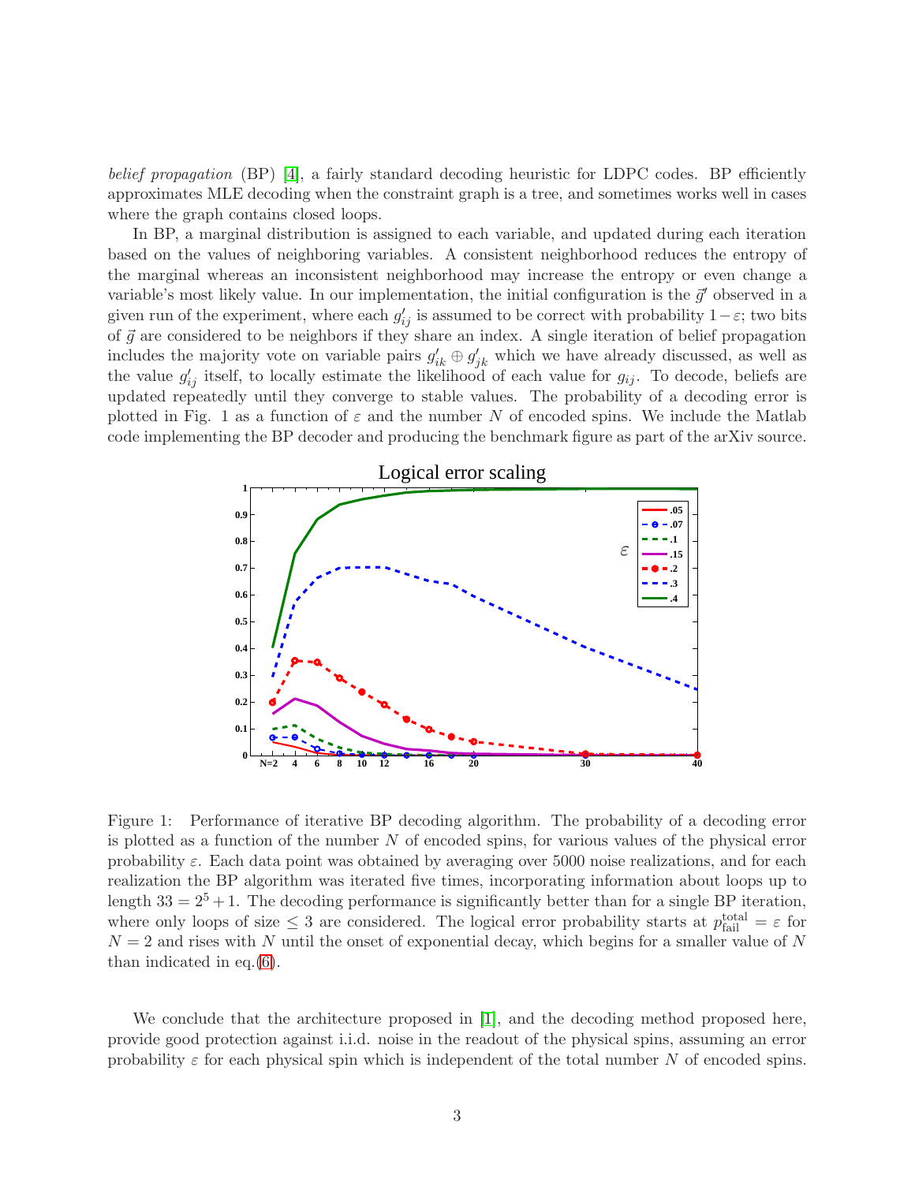*belief propagation* (BP) [4], a fairly standard decoding heuristic for LDPC codes. BP efficiently approximates MLE decoding when the constraint graph is a tree, and sometimes works well in cases where the graph contains closed loops.

In BP, a marginal distribution is assigned to each variable, and updated during each iteration based on the values of neighboring variables. A consistent neighborhood reduces the entropy of the marginal whereas an inconsistent neighborhood may increase the entropy or even change a variable's most likely value. In our implementation, the initial configuration is the $\vec{g}'$ observed in a given run of the experiment, where each $g'_{ij}$ is assumed to be correct with probability $1-\varepsilon$; two bits of $\vec{g}$ are considered to be neighbors if they share an index. A single iteration of belief propagation includes the majority vote on variable pairs $g'_{ik} \oplus g'_{jk}$ which we have already discussed, as well as the value $g'_{ij}$ itself, to locally estimate the likelihood of each value for $g_{ij}$. To decode, beliefs are updated repeatedly until they converge to stable values. The probability of a decoding error is plotted in Fig. 1 as a function of $\varepsilon$ and the number $N$ of encoded spins. We include the Matlab code implementing the BP decoder and producing the benchmark figure as part of the arXiv source.

Figure 1: Performance of iterative BP decoding algorithm. The probability of a decoding error is plotted as a function of the number $N$ of encoded spins, for various values of the physical error probability $\varepsilon$. Each data point was obtained by averaging over 5000 noise realizations, and for each realization the BP algorithm was iterated five times, incorporating information about loops up to length $33 = 2^5 + 1$. The decoding performance is significantly better than for a single BP iteration, where only loops of size $\leq 3$ are considered. The logical error probability starts at $p_{\text{fail}}^{\text{total}} = \varepsilon$ for $N = 2$ and rises with $N$ until the onset of exponential decay, which begins for a smaller value of $N$ than indicated in eq.(6).

We conclude that the architecture proposed in [1], and the decoding method proposed here, provide good protection against i.i.d. noise in the readout of the physical spins, assuming an error probability $\varepsilon$ for each physical spin which is independent of the total number $N$ of encoded spins.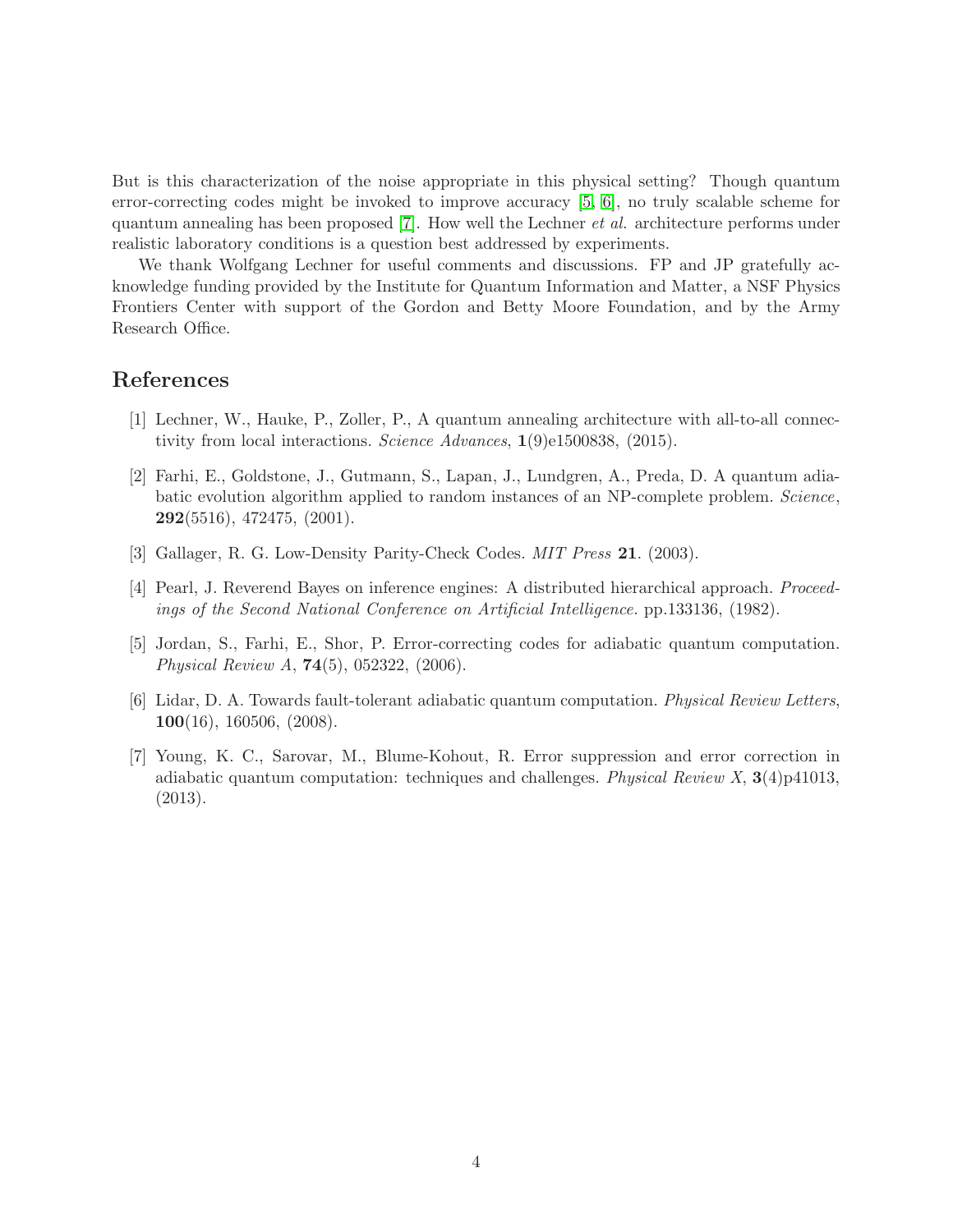But is this characterization of the noise appropriate in this physical setting? Though quantum error-correcting codes might be invoked to improve accuracy [5, 6], no truly scalable scheme for quantum annealing has been proposed [7]. How well the Lechner *et al.* architecture performs under realistic laboratory conditions is a question best addressed by experiments.

We thank Wolfgang Lechner for useful comments and discussions. FP and JP gratefully acknowledge funding provided by the Institute for Quantum Information and Matter, a NSF Physics Frontiers Center with support of the Gordon and Betty Moore Foundation, and by the Army Research Office.

## References

[1] Lechner, W., Hauke, P., Zoller, P., A quantum annealing architecture with all-to-all connectivity from local interactions. *Science Advances*, **1**(9)e1500838, (2015).

[2] Farhi, E., Goldstone, J., Gutmann, S., Lapan, J., Lundgren, A., Preda, D. A quantum adiabatic evolution algorithm applied to random instances of an NP-complete problem. *Science*, **292**(5516), 472475, (2001).

[3] Gallager, R. G. Low-Density Parity-Check Codes. *MIT Press* **21**. (2003).

[4] Pearl, J. Reverend Bayes on inference engines: A distributed hierarchical approach. *Proceedings of the Second National Conference on Artificial Intelligence.* pp.133136, (1982).

[5] Jordan, S., Farhi, E., Shor, P. Error-correcting codes for adiabatic quantum computation. *Physical Review A*, **74**(5), 052322, (2006).

[6] Lidar, D. A. Towards fault-tolerant adiabatic quantum computation. *Physical Review Letters*, **100**(16), 160506, (2008).

[7] Young, K. C., Sarovar, M., Blume-Kohout, R. Error suppression and error correction in adiabatic quantum computation: techniques and challenges. *Physical Review X*, **3**(4)p41013, (2013).